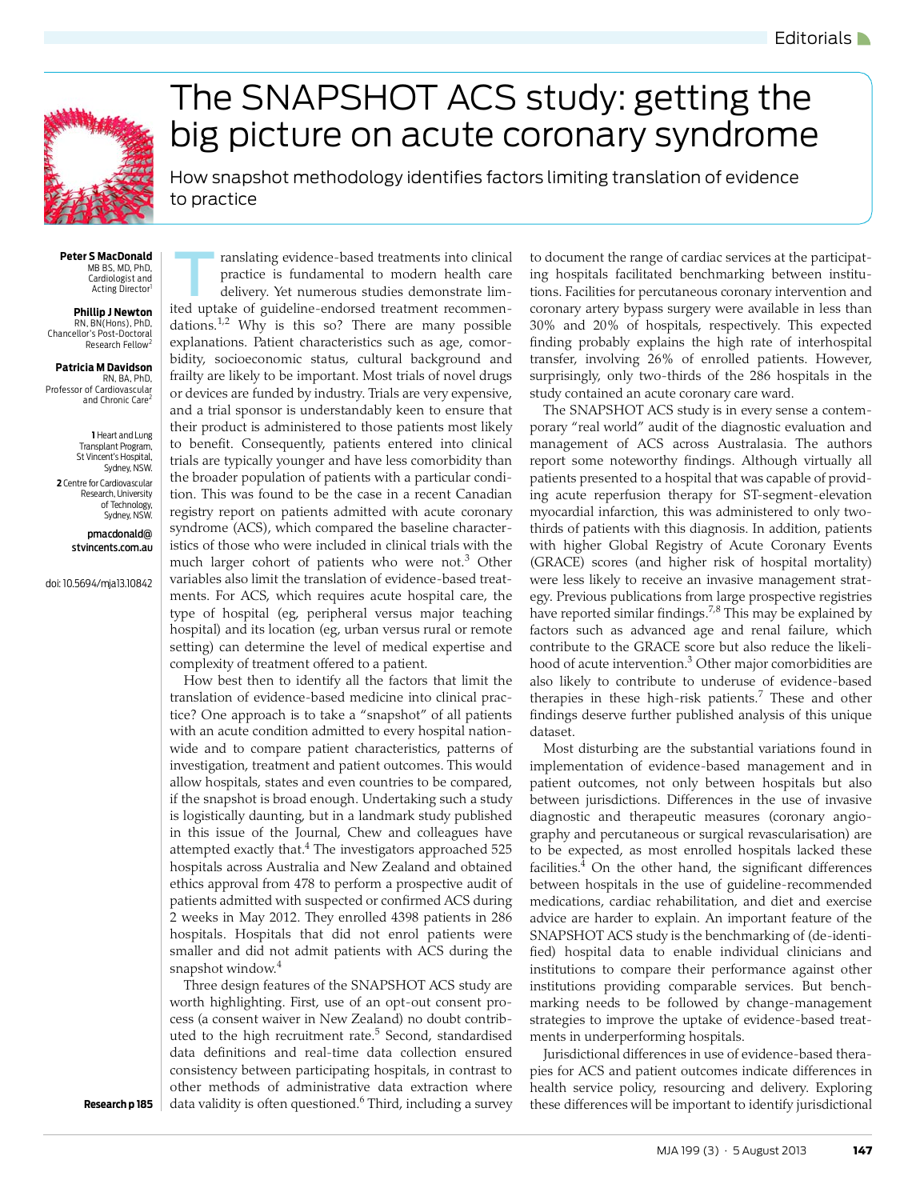Editorials

# The SNAPSHOT ACS study: getting the big picture on acute coronary syndrome

## How snapshot methodology identifies factors limiting translation of evidence to practice

**Peter S MacDonald**
MB BS, MD, PhD, Cardiologist and Acting Director[1]

**Phillip J Newton**
RN, BN(Hons), PhD, Chancellor's Post-Doctoral Research Fellow[2]

**Patricia M Davidson**
RN, BA, PhD, Professor of Cardiovascular and Chronic Care[2]

**1** Heart and Lung Transplant Program, St Vincent's Hospital, Sydney, NSW.
**2** Centre for Cardiovascular Research, University of Technology, Sydney, NSW.

pmacdonald@stvincents.com.au

doi: 10.5694/mja13.10842

Research p 185

Translating evidence-based treatments into clinical practice is fundamental to modern health care delivery. Yet numerous studies demonstrate limited uptake of guideline-endorsed treatment recommendations.[1,2] Why is this so? There are many possible explanations. Patient characteristics such as age, comorbidity, socioeconomic status, cultural background and frailty are likely to be important. Most trials of novel drugs or devices are funded by industry. Trials are very expensive, and a trial sponsor is understandably keen to ensure that their product is administered to those patients most likely to benefit. Consequently, patients entered into clinical trials are typically younger and have less comorbidity than the broader population of patients with a particular condition. This was found to be the case in a recent Canadian registry report on patients admitted with acute coronary syndrome (ACS), which compared the baseline characteristics of those who were included in clinical trials with the much larger cohort of patients who were not.[3] Other variables also limit the translation of evidence-based treatments. For ACS, which requires acute hospital care, the type of hospital (eg, peripheral versus major teaching hospital) and its location (eg, urban versus rural or remote setting) can determine the level of medical expertise and complexity of treatment offered to a patient.

How best then to identify all the factors that limit the translation of evidence-based medicine into clinical practice? One approach is to take a "snapshot" of all patients with an acute condition admitted to every hospital nationwide and to compare patient characteristics, patterns of investigation, treatment and patient outcomes. This would allow hospitals, states and even countries to be compared, if the snapshot is broad enough. Undertaking such a study is logistically daunting, but in a landmark study published in this issue of the Journal, Chew and colleagues have attempted exactly that.[4] The investigators approached 525 hospitals across Australia and New Zealand and obtained ethics approval from 478 to perform a prospective audit of patients admitted with suspected or confirmed ACS during 2 weeks in May 2012. They enrolled 4398 patients in 286 hospitals. Hospitals that did not enrol patients were smaller and did not admit patients with ACS during the snapshot window.[4]

Three design features of the SNAPSHOT ACS study are worth highlighting. First, use of an opt-out consent process (a consent waiver in New Zealand) no doubt contributed to the high recruitment rate.[5] Second, standardised data definitions and real-time data collection ensured consistency between participating hospitals, in contrast to other methods of administrative data extraction where data validity is often questioned.[6] Third, including a survey to document the range of cardiac services at the participating hospitals facilitated benchmarking between institutions. Facilities for percutaneous coronary intervention and coronary artery bypass surgery were available in less than 30% and 20% of hospitals, respectively. This expected finding probably explains the high rate of interhospital transfer, involving 26% of enrolled patients. However, surprisingly, only two-thirds of the 286 hospitals in the study contained an acute coronary care ward.

The SNAPSHOT ACS study is in every sense a contemporary "real world" audit of the diagnostic evaluation and management of ACS across Australasia. The authors report some noteworthy findings. Although virtually all patients presented to a hospital that was capable of providing acute reperfusion therapy for ST-segment-elevation myocardial infarction, this was administered to only two-thirds of patients with this diagnosis. In addition, patients with higher Global Registry of Acute Coronary Events (GRACE) scores (and higher risk of hospital mortality) were less likely to receive an invasive management strategy. Previous publications from large prospective registries have reported similar findings.[7,8] This may be explained by factors such as advanced age and renal failure, which contribute to the GRACE score but also reduce the likelihood of acute intervention.[3] Other major comorbidities are also likely to contribute to underuse of evidence-based therapies in these high-risk patients.[7] These and other findings deserve further published analysis of this unique dataset.

Most disturbing are the substantial variations found in implementation of evidence-based management and in patient outcomes, not only between hospitals but also between jurisdictions. Differences in the use of invasive diagnostic and therapeutic measures (coronary angiography and percutaneous or surgical revascularisation) are to be expected, as most enrolled hospitals lacked these facilities.[4] On the other hand, the significant differences between hospitals in the use of guideline-recommended medications, cardiac rehabilitation, and diet and exercise advice are harder to explain. An important feature of the SNAPSHOT ACS study is the benchmarking of (de-identified) hospital data to enable individual clinicians and institutions to compare their performance against other institutions providing comparable services. But benchmarking needs to be followed by change-management strategies to improve the uptake of evidence-based treatments in underperforming hospitals.

Jurisdictional differences in use of evidence-based therapies for ACS and patient outcomes indicate differences in health service policy, resourcing and delivery. Exploring these differences will be important to identify jurisdictional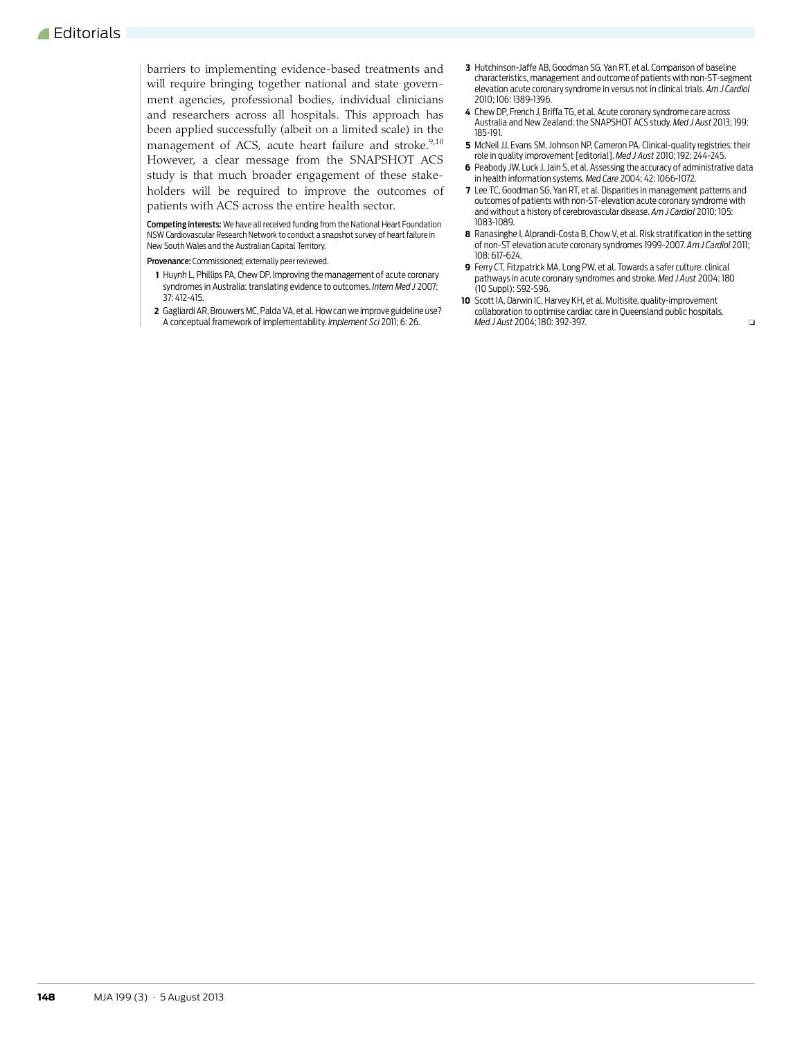barriers to implementing evidence-based treatments and will require bringing together national and state government agencies, professional bodies, individual clinicians and researchers across all hospitals. This approach has been applied successfully (albeit on a limited scale) in the management of ACS, acute heart failure and stroke.[9,10] However, a clear message from the SNAPSHOT ACS study is that much broader engagement of these stakeholders will be required to improve the outcomes of patients with ACS across the entire health sector.

**Competing interests:** We have all received funding from the National Heart Foundation NSW Cardiovascular Research Network to conduct a snapshot survey of heart failure in New South Wales and the Australian Capital Territory.

**Provenance:** Commissioned; externally peer reviewed.

1 Huynh L, Phillips PA, Chew DP. Improving the management of acute coronary syndromes in Australia: translating evidence to outcomes. *Intern Med J* 2007; 37: 412-415.

2 Gagliardi AR, Brouwers MC, Palda VA, et al. How can we improve guideline use? A conceptual framework of implementability. *Implement Sci* 2011; 6: 26.

3 Hutchinson-Jaffe AB, Goodman SG, Yan RT, et al. Comparison of baseline characteristics, management and outcome of patients with non-ST-segment elevation acute coronary syndrome in versus not in clinical trials. *Am J Cardiol* 2010; 106: 1389-1396.

4 Chew DP, French J, Briffa TG, et al. Acute coronary syndrome care across Australia and New Zealand: the SNAPSHOT ACS study. *Med J Aust* 2013; 199: 185-191.

5 McNeil JJ, Evans SM, Johnson NP, Cameron PA. Clinical-quality registries: their role in quality improvement [editorial]. *Med J Aust* 2010; 192: 244-245.

6 Peabody JW, Luck J, Jain S, et al. Assessing the accuracy of administrative data in health information systems. *Med Care* 2004; 42: 1066-1072.

7 Lee TC, Goodman SG, Yan RT, et al. Disparities in management patterns and outcomes of patients with non-ST-elevation acute coronary syndrome with and without a history of cerebrovascular disease. *Am J Cardiol* 2010; 105: 1083-1089.

8 Ranasinghe I, Alprandi-Costa B, Chow V, et al. Risk stratification in the setting of non-ST elevation acute coronary syndromes 1999-2007. *Am J Cardiol* 2011; 108: 617-624.

9 Ferry CT, Fitzpatrick MA, Long PW, et al. Towards a safer culture: clinical pathways in acute coronary syndromes and stroke. *Med J Aust* 2004; 180 (10 Suppl): S92-S96.

10 Scott IA, Darwin IC, Harvey KH, et al. Multisite, quality-improvement collaboration to optimise cardiac care in Queensland public hospitals. *Med J Aust* 2004; 180: 392-397. ❑